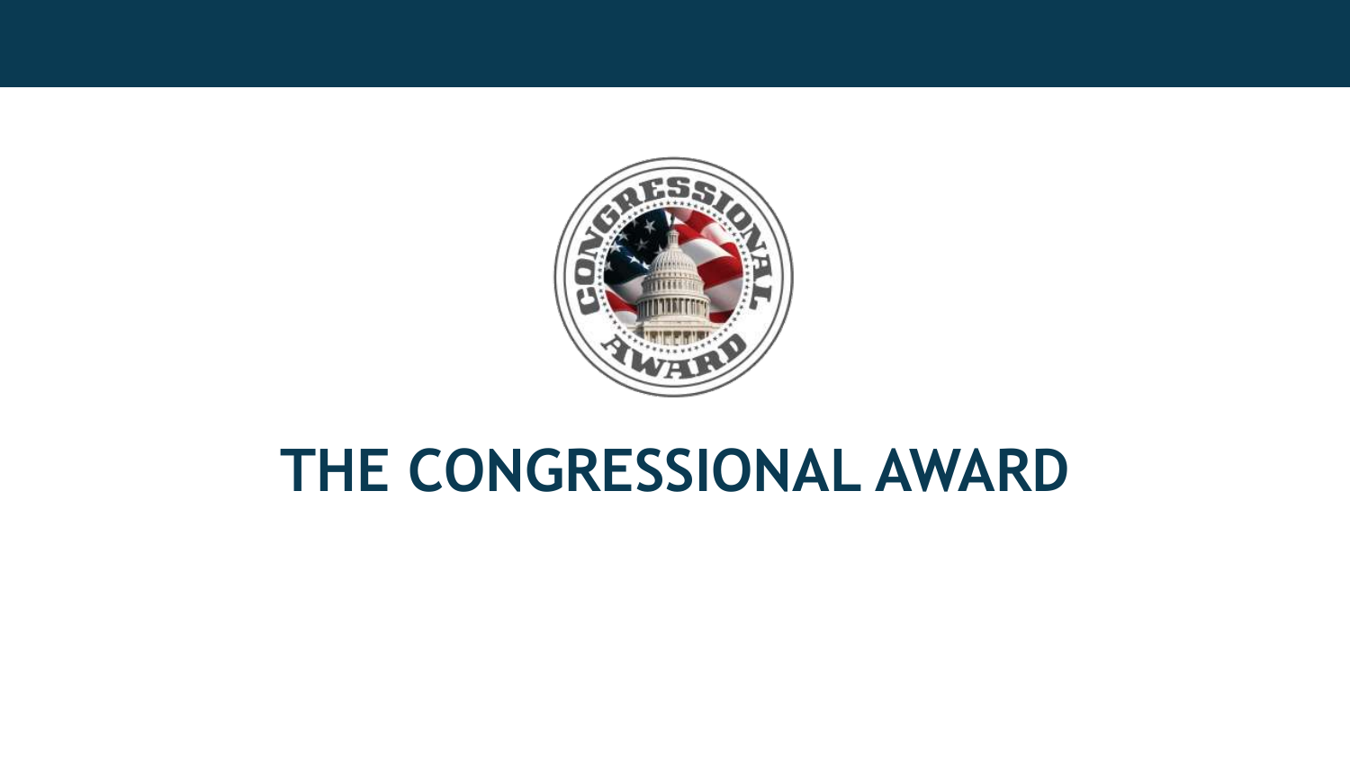# THE CONGRESSIONAL AWARD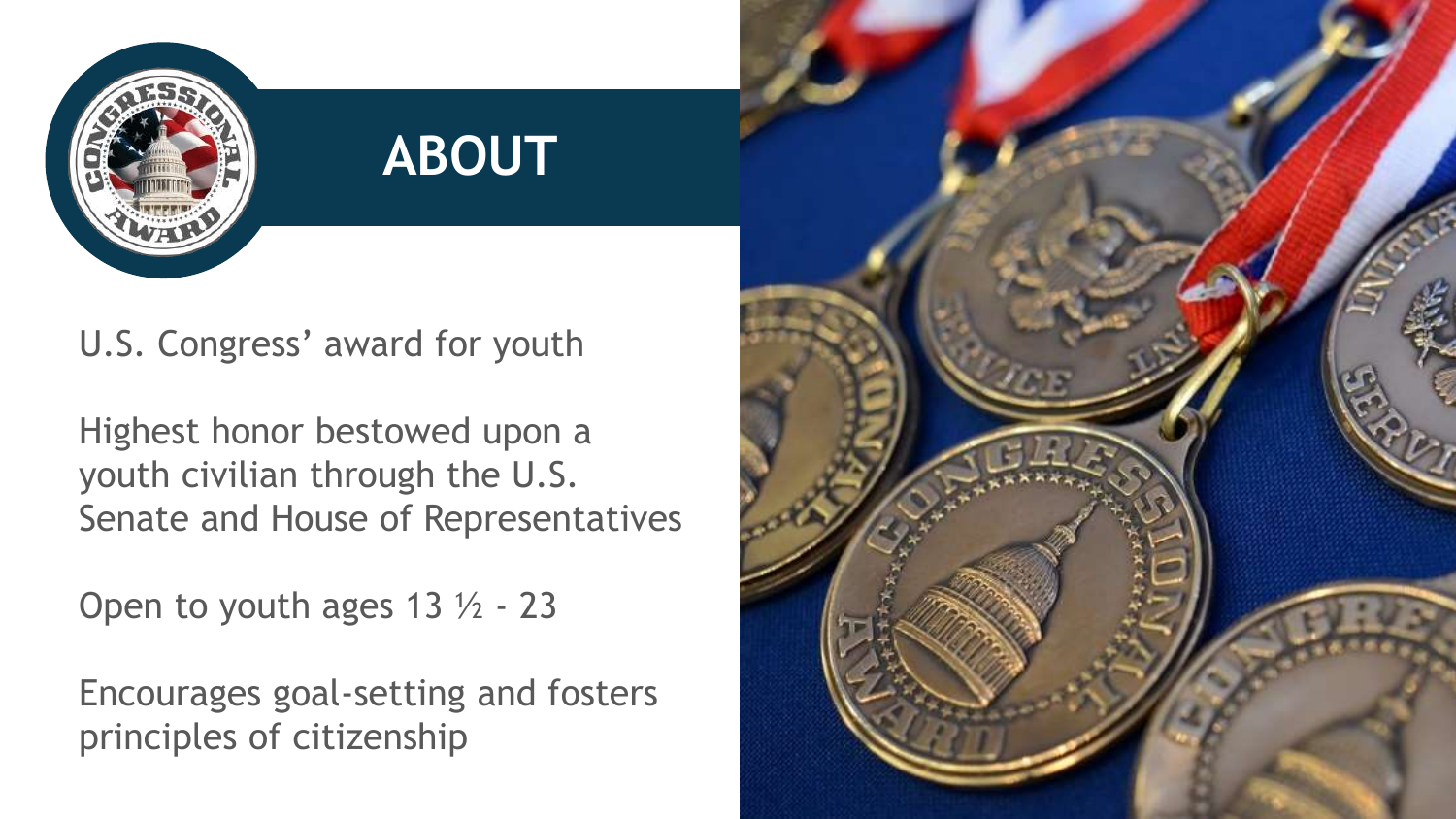# ABOUT

U.S. Congress' award for youth

Highest honor bestowed upon a youth civilian through the U.S. Senate and House of Representatives

Open to youth ages 13 ½ - 23

Encourages goal-setting and fosters principles of citizenship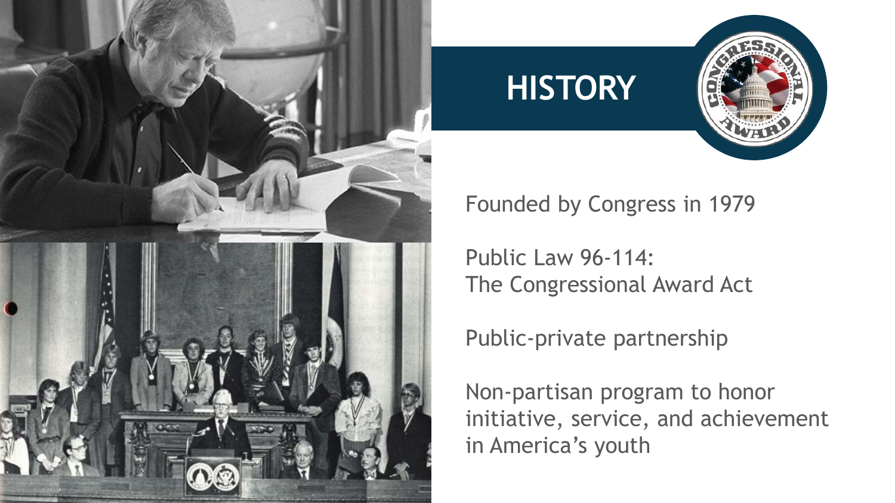# HISTORY

Founded by Congress in 1979

Public Law 96-114:
The Congressional Award Act

Public-private partnership

Non-partisan program to honor initiative, service, and achievement in America's youth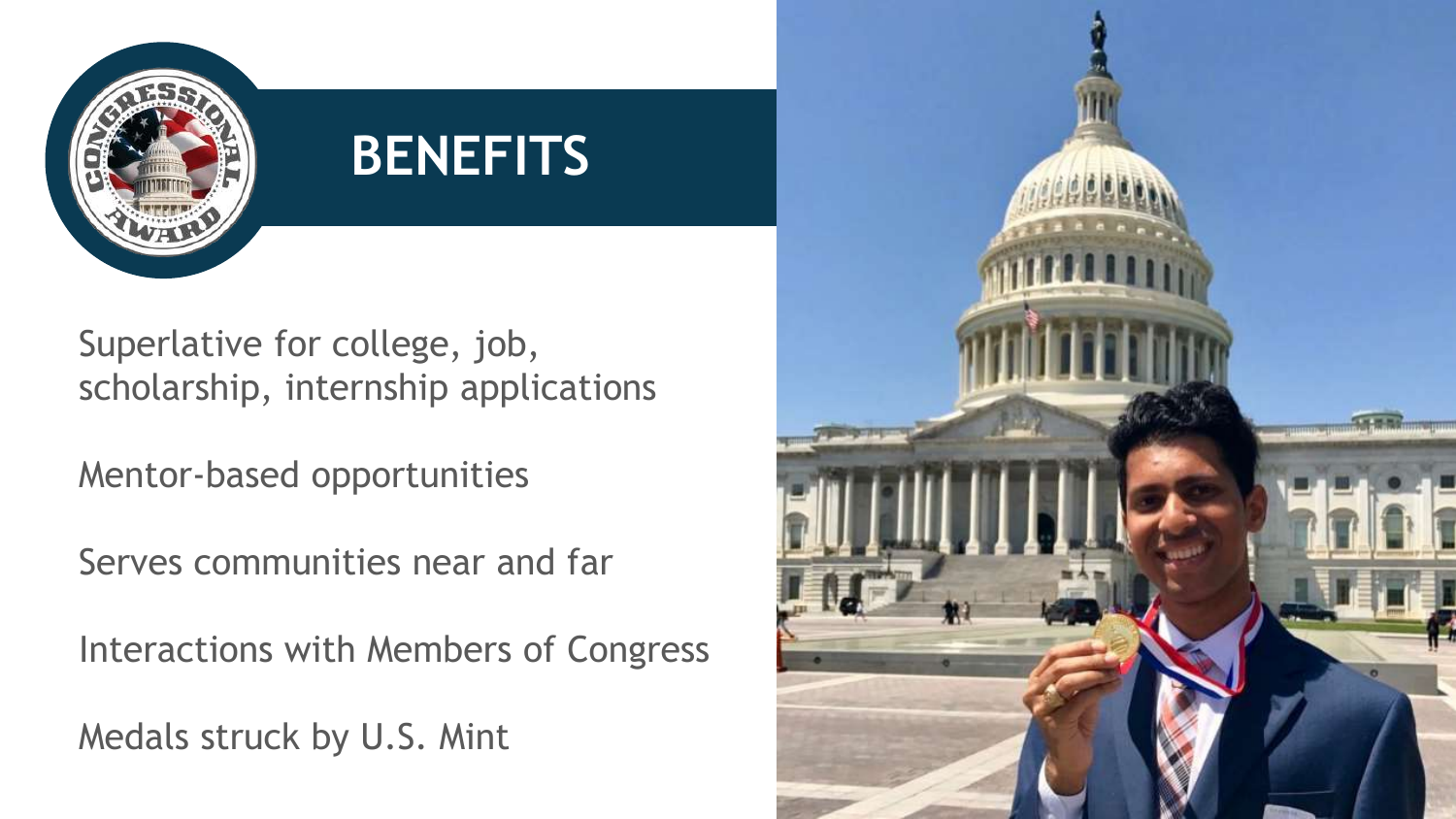# BENEFITS

Superlative for college, job, scholarship, internship applications

Mentor-based opportunities

Serves communities near and far

Interactions with Members of Congress

Medals struck by U.S. Mint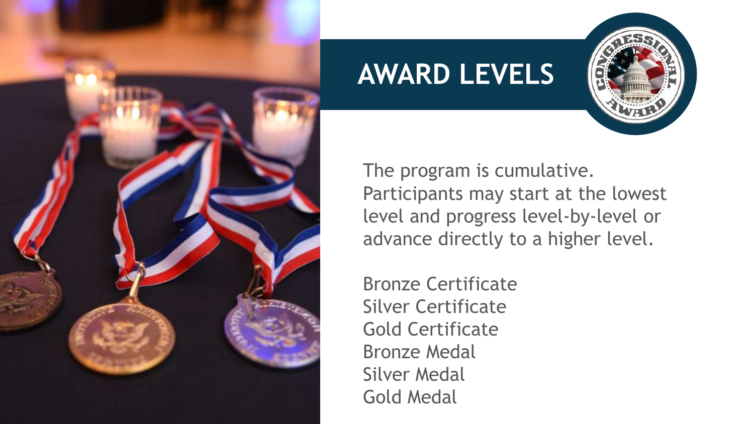# AWARD LEVELS

The program is cumulative. Participants may start at the lowest level and progress level-by-level or advance directly to a higher level.

Bronze Certificate
Silver Certificate
Gold Certificate
Bronze Medal
Silver Medal
Gold Medal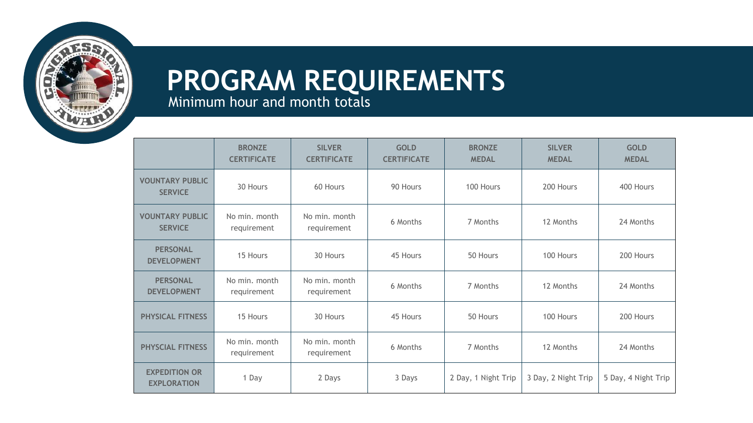# PROGRAM REQUIREMENTS

Minimum hour and month totals

| | BRONZE CERTIFICATE | SILVER CERTIFICATE | GOLD CERTIFICATE | BRONZE MEDAL | SILVER MEDAL | GOLD MEDAL |
|---|---|---|---|---|---|---|
| VOUNTARY PUBLIC SERVICE | 30 Hours | 60 Hours | 90 Hours | 100 Hours | 200 Hours | 400 Hours |
| VOUNTARY PUBLIC SERVICE | No min. month requirement | No min. month requirement | 6 Months | 7 Months | 12 Months | 24 Months |
| PERSONAL DEVELOPMENT | 15 Hours | 30 Hours | 45 Hours | 50 Hours | 100 Hours | 200 Hours |
| PERSONAL DEVELOPMENT | No min. month requirement | No min. month requirement | 6 Months | 7 Months | 12 Months | 24 Months |
| PHYSICAL FITNESS | 15 Hours | 30 Hours | 45 Hours | 50 Hours | 100 Hours | 200 Hours |
| PHYSCIAL FITNESS | No min. month requirement | No min. month requirement | 6 Months | 7 Months | 12 Months | 24 Months |
| EXPEDITION OR EXPLORATION | 1 Day | 2 Days | 3 Days | 2 Day, 1 Night Trip | 3 Day, 2 Night Trip | 5 Day, 4 Night Trip |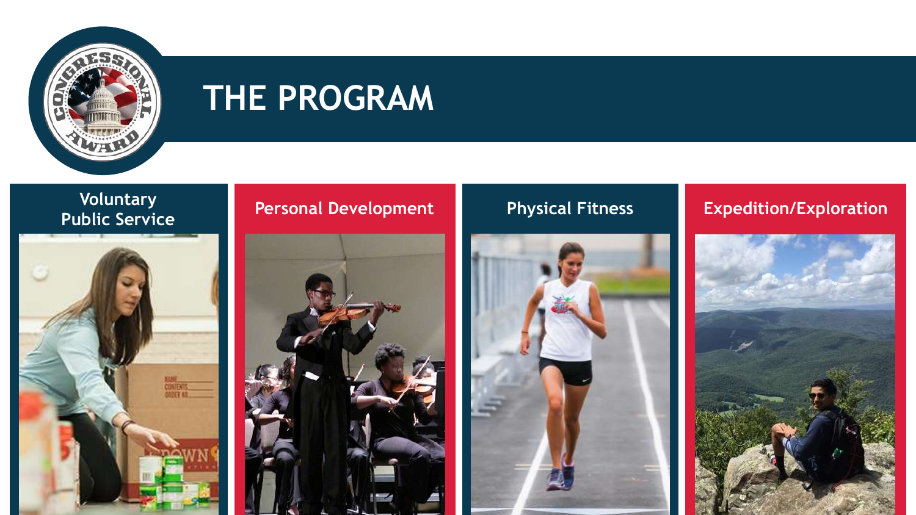# THE PROGRAM

## Voluntary Public Service

## Personal Development

## Physical Fitness

## Expedition/Exploration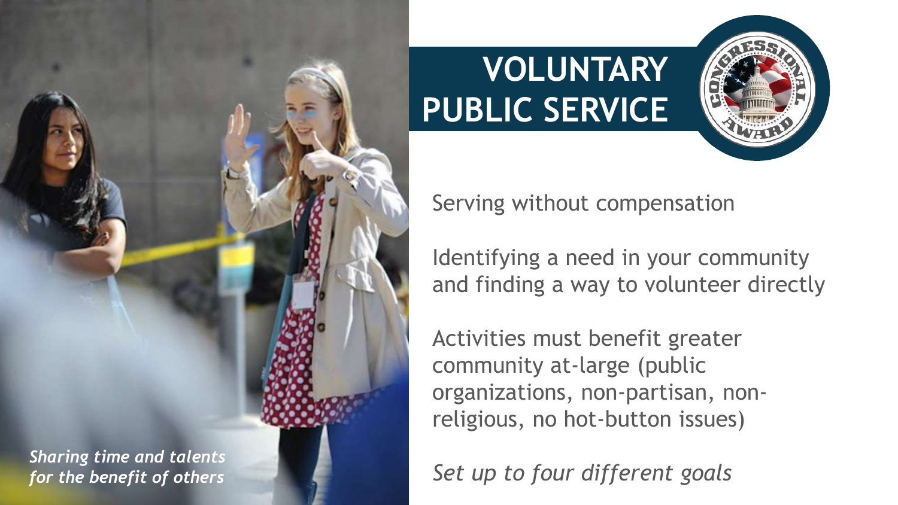# VOLUNTARY PUBLIC SERVICE

*Sharing time and talents for the benefit of others*

Serving without compensation

Identifying a need in your community and finding a way to volunteer directly

Activities must benefit greater community at-large (public organizations, non-partisan, non-religious, no hot-button issues)

*Set up to four different goals*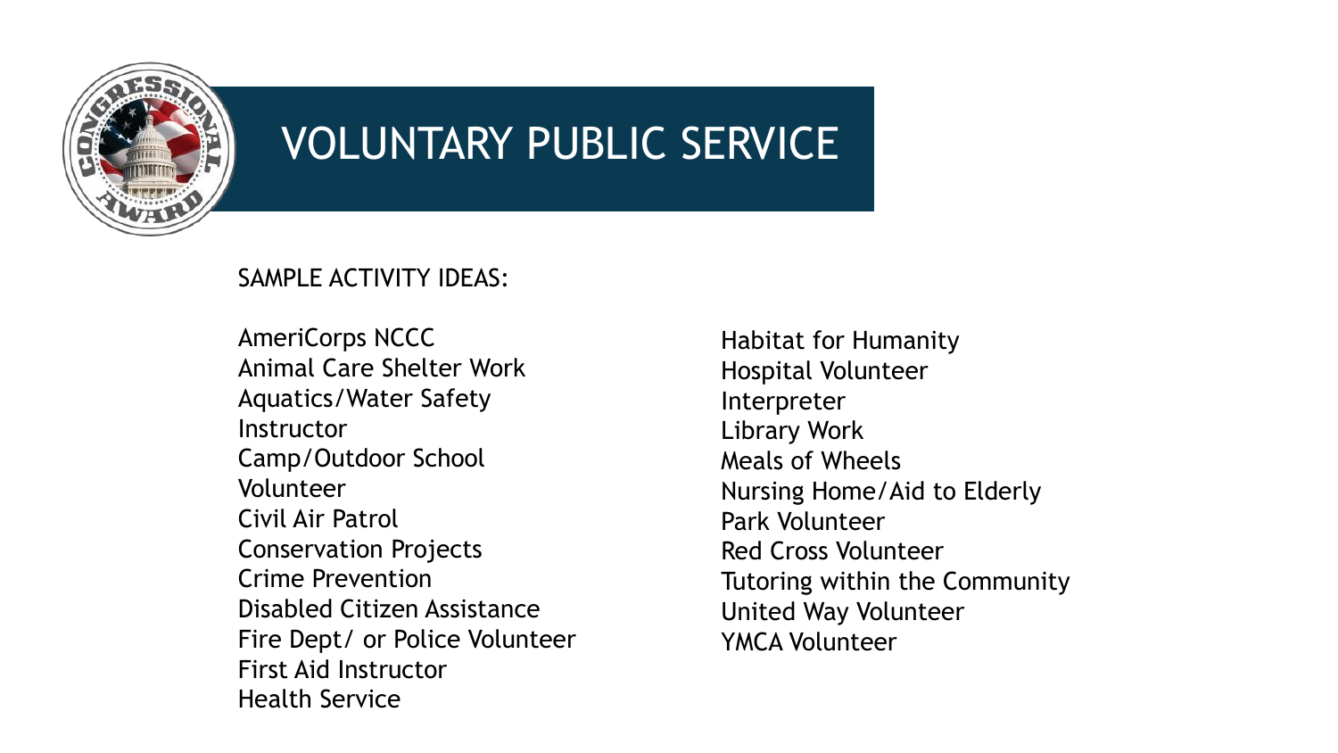# VOLUNTARY PUBLIC SERVICE

SAMPLE ACTIVITY IDEAS:

- AmeriCorps NCCC
- Animal Care Shelter Work
- Aquatics/Water Safety Instructor
- Camp/Outdoor School Volunteer
- Civil Air Patrol
- Conservation Projects
- Crime Prevention
- Disabled Citizen Assistance
- Fire Dept/ or Police Volunteer
- First Aid Instructor
- Health Service
- Habitat for Humanity
- Hospital Volunteer
- Interpreter
- Library Work
- Meals of Wheels
- Nursing Home/Aid to Elderly
- Park Volunteer
- Red Cross Volunteer
- Tutoring within the Community
- United Way Volunteer
- YMCA Volunteer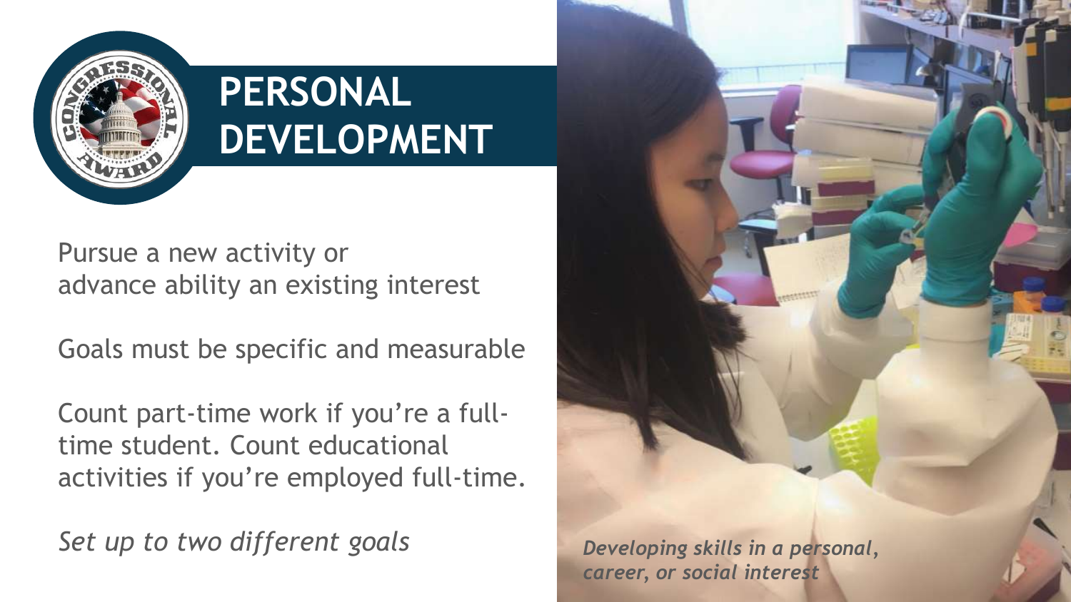# PERSONAL DEVELOPMENT

Pursue a new activity or advance ability an existing interest

Goals must be specific and measurable

Count part-time work if you're a full-time student. Count educational activities if you're employed full-time.

*Set up to two different goals*

***Developing skills in a personal, career, or social interest***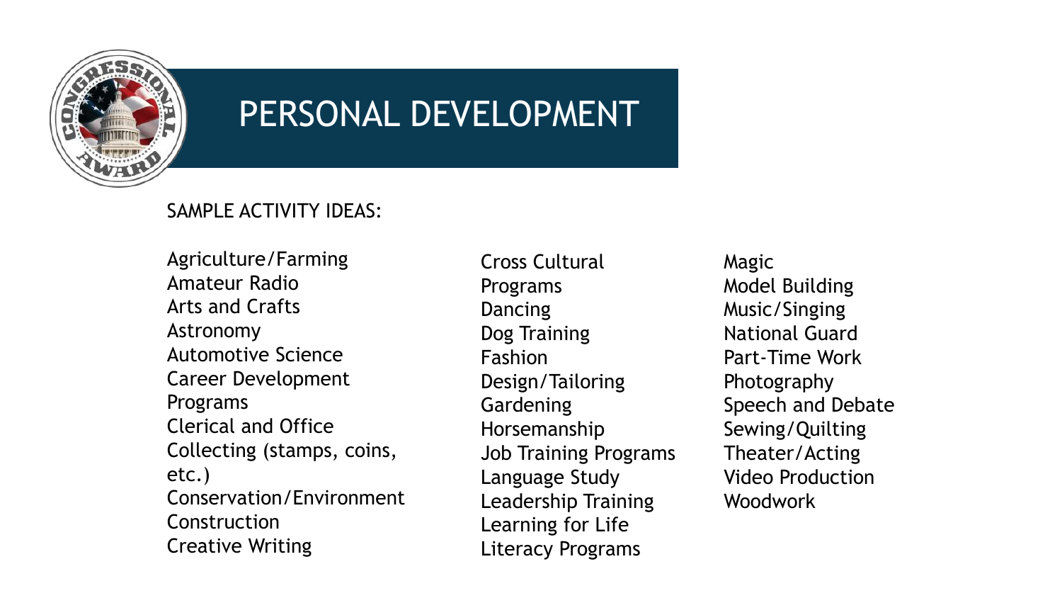# PERSONAL DEVELOPMENT

SAMPLE ACTIVITY IDEAS:

- Agriculture/Farming
- Amateur Radio
- Arts and Crafts
- Astronomy
- Automotive Science
- Career Development Programs
- Clerical and Office
- Collecting (stamps, coins, etc.)
- Conservation/Environment
- Construction
- Creative Writing
- Cross Cultural Programs
- Dancing
- Dog Training
- Fashion Design/Tailoring
- Gardening
- Horsemanship
- Job Training Programs
- Language Study
- Leadership Training
- Learning for Life
- Literacy Programs
- Magic
- Model Building
- Music/Singing
- National Guard
- Part-Time Work
- Photography
- Speech and Debate
- Sewing/Quilting
- Theater/Acting
- Video Production
- Woodwork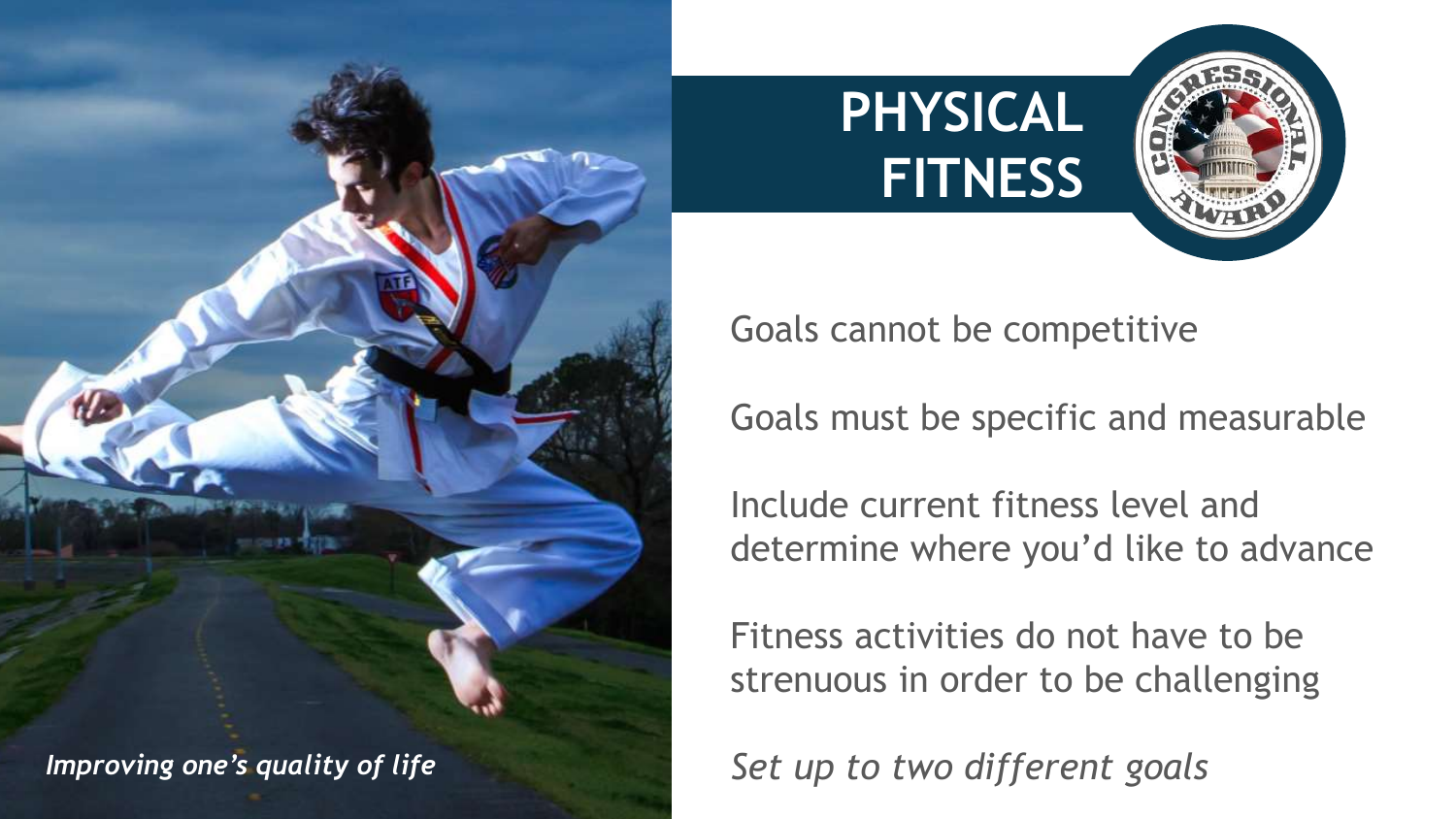# PHYSICAL FITNESS

*Improving one's quality of life*

Goals cannot be competitive

Goals must be specific and measurable

Include current fitness level and determine where you'd like to advance

Fitness activities do not have to be strenuous in order to be challenging

*Set up to two different goals*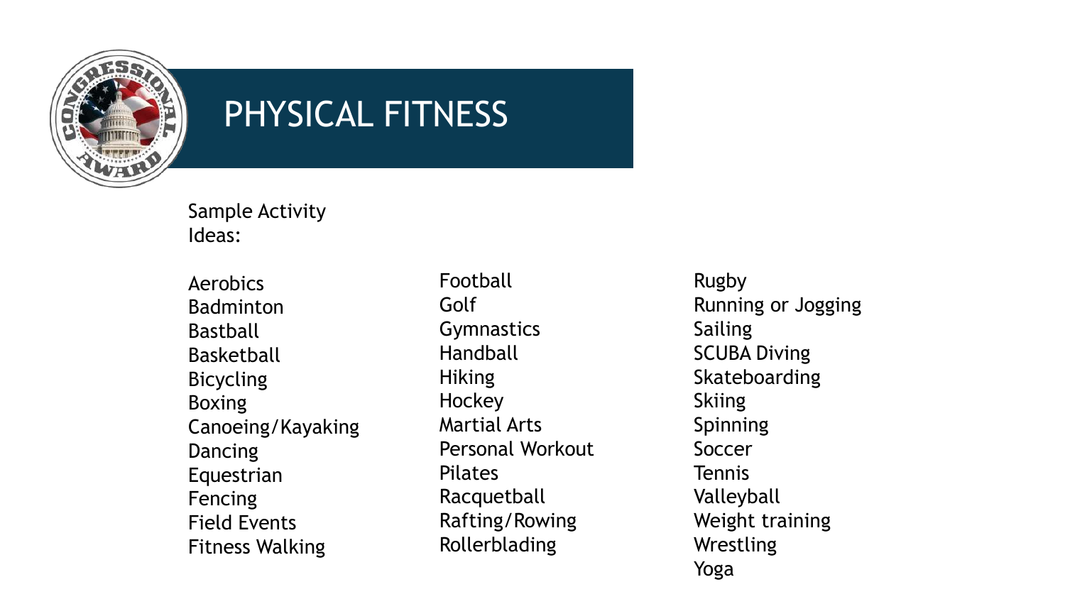# PHYSICAL FITNESS

Sample Activity Ideas:

- Aerobics
- Badminton
- Bastball
- Basketball
- Bicycling
- Boxing
- Canoeing/Kayaking
- Dancing
- Equestrian
- Fencing
- Field Events
- Fitness Walking
- Football
- Golf
- Gymnastics
- Handball
- Hiking
- Hockey
- Martial Arts
- Personal Workout
- Pilates
- Racquetball
- Rafting/Rowing
- Rollerblading
- Rugby
- Running or Jogging
- Sailing
- SCUBA Diving
- Skateboarding
- Skiing
- Spinning
- Soccer
- Tennis
- Valleyball
- Weight training
- Wrestling
- Yoga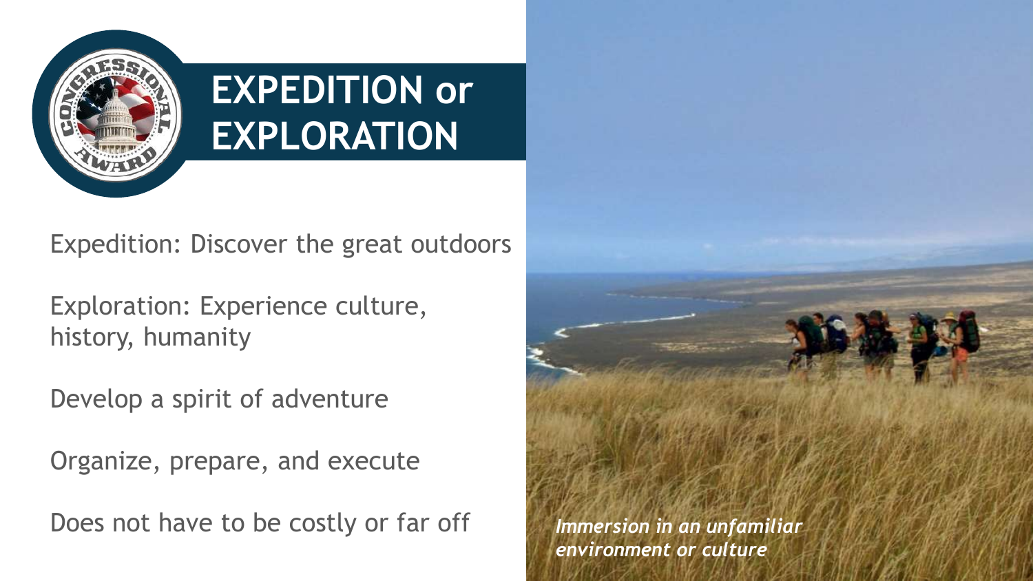# EXPEDITION or EXPLORATION

Expedition: Discover the great outdoors

Exploration: Experience culture, history, humanity

Develop a spirit of adventure

Organize, prepare, and execute

Does not have to be costly or far off

***Immersion in an unfamiliar environment or culture***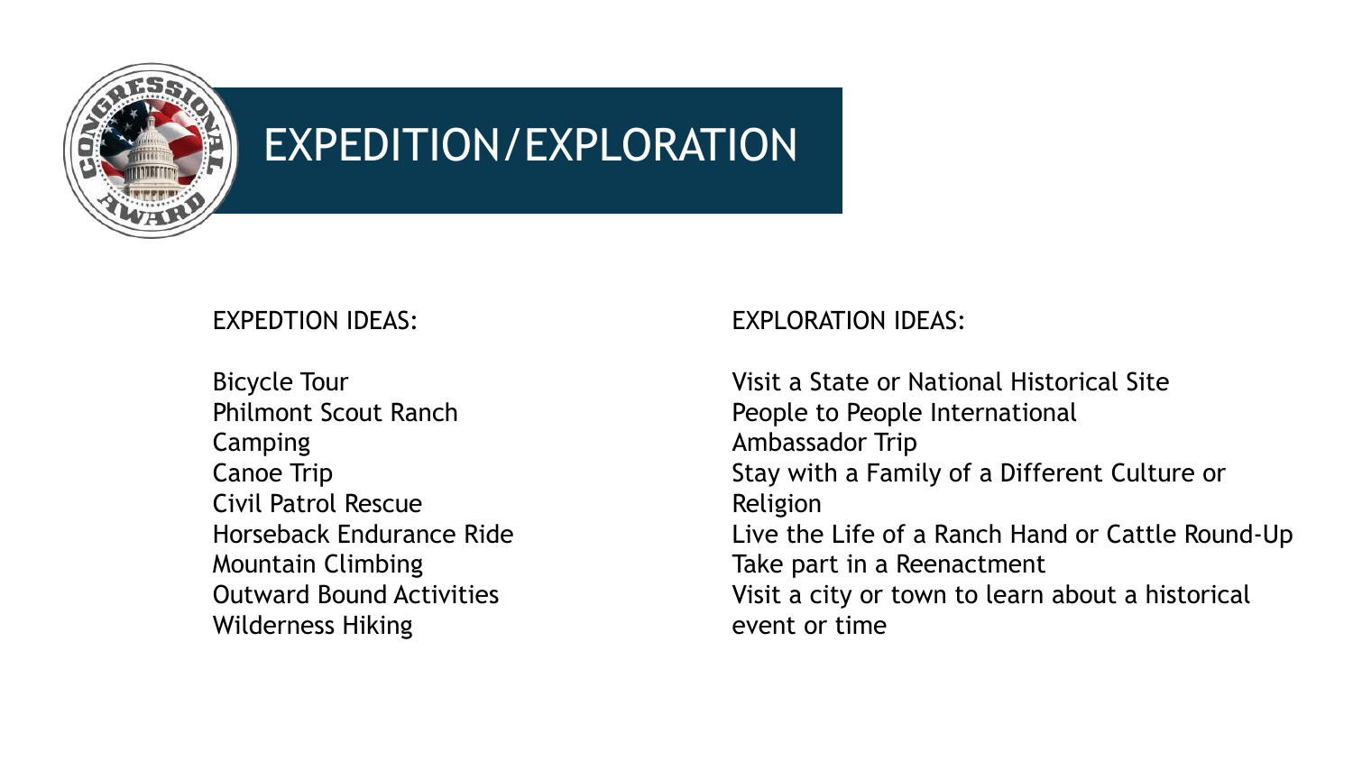# EXPEDITION/EXPLORATION

EXPEDTION IDEAS:

- Bicycle Tour
- Philmont Scout Ranch
- Camping
- Canoe Trip
- Civil Patrol Rescue
- Horseback Endurance Ride
- Mountain Climbing
- Outward Bound Activities
- Wilderness Hiking

EXPLORATION IDEAS:

- Visit a State or National Historical Site
- People to People International Ambassador Trip
- Stay with a Family of a Different Culture or Religion
- Live the Life of a Ranch Hand or Cattle Round-Up
- Take part in a Reenactment
- Visit a city or town to learn about a historical event or time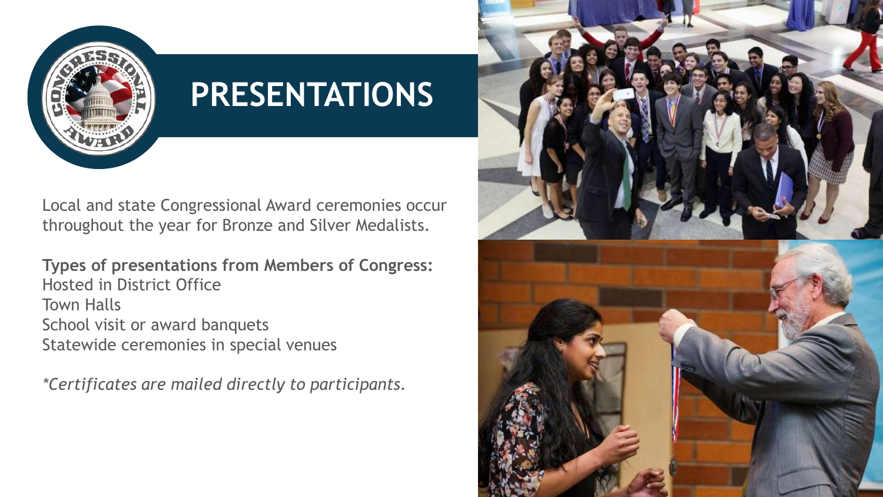# PRESENTATIONS

Local and state Congressional Award ceremonies occur throughout the year for Bronze and Silver Medalists.

**Types of presentations from Members of Congress:**
Hosted in District Office
Town Halls
School visit or award banquets
Statewide ceremonies in special venues

*\*Certificates are mailed directly to participants.*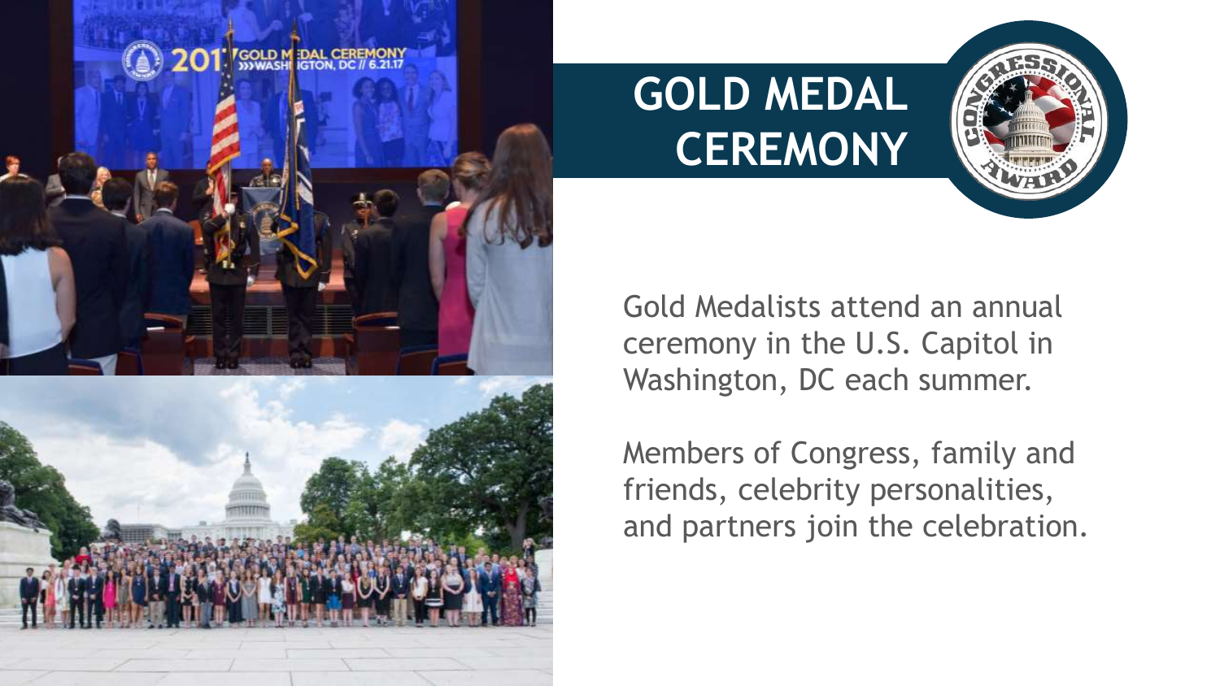# GOLD MEDAL CEREMONY

Gold Medalists attend an annual ceremony in the U.S. Capitol in Washington, DC each summer.

Members of Congress, family and friends, celebrity personalities, and partners join the celebration.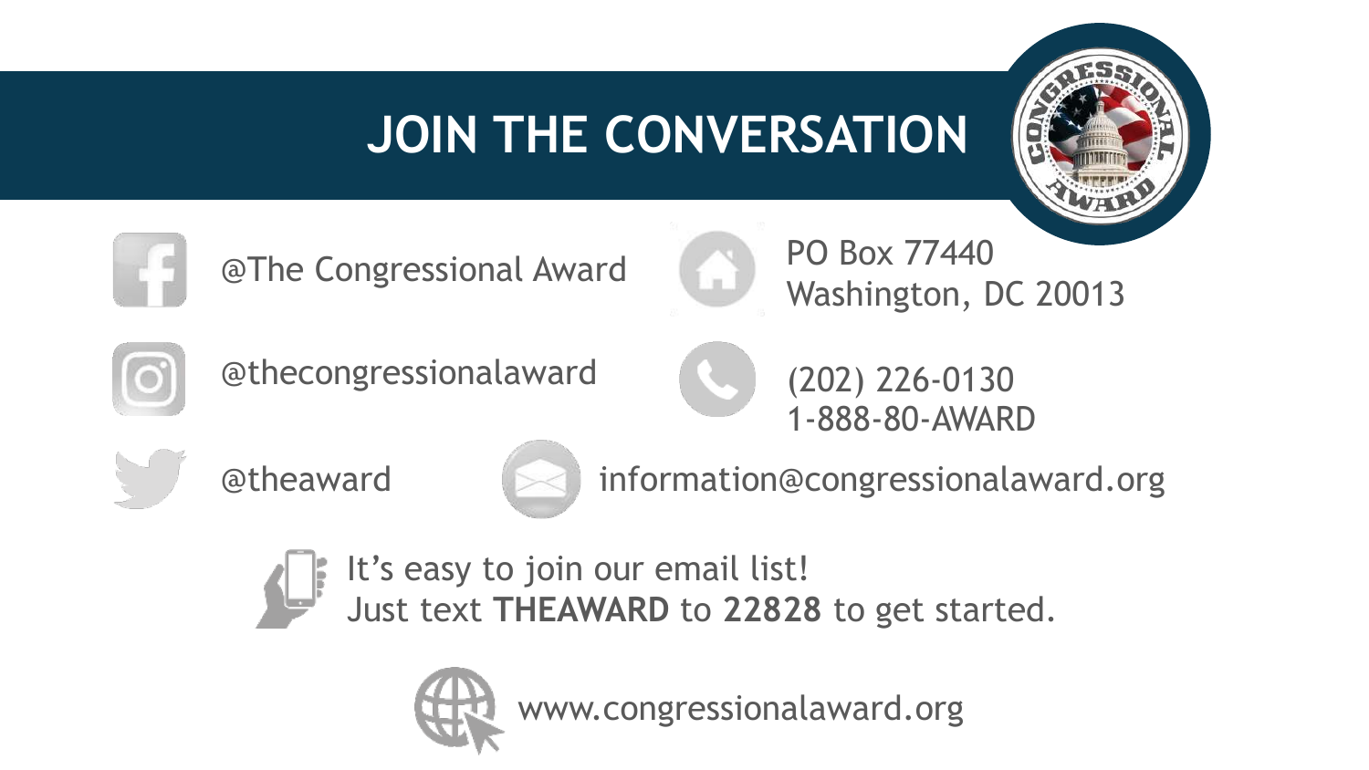# JOIN THE CONVERSATION

@The Congressional Award

@thecongressionalaward

@theaward

PO Box 77440
Washington, DC 20013

(202) 226-0130
1-888-80-AWARD

information@congressionalaward.org

It's easy to join our email list!
Just text **THEAWARD** to **22828** to get started.

www.congressionalaward.org